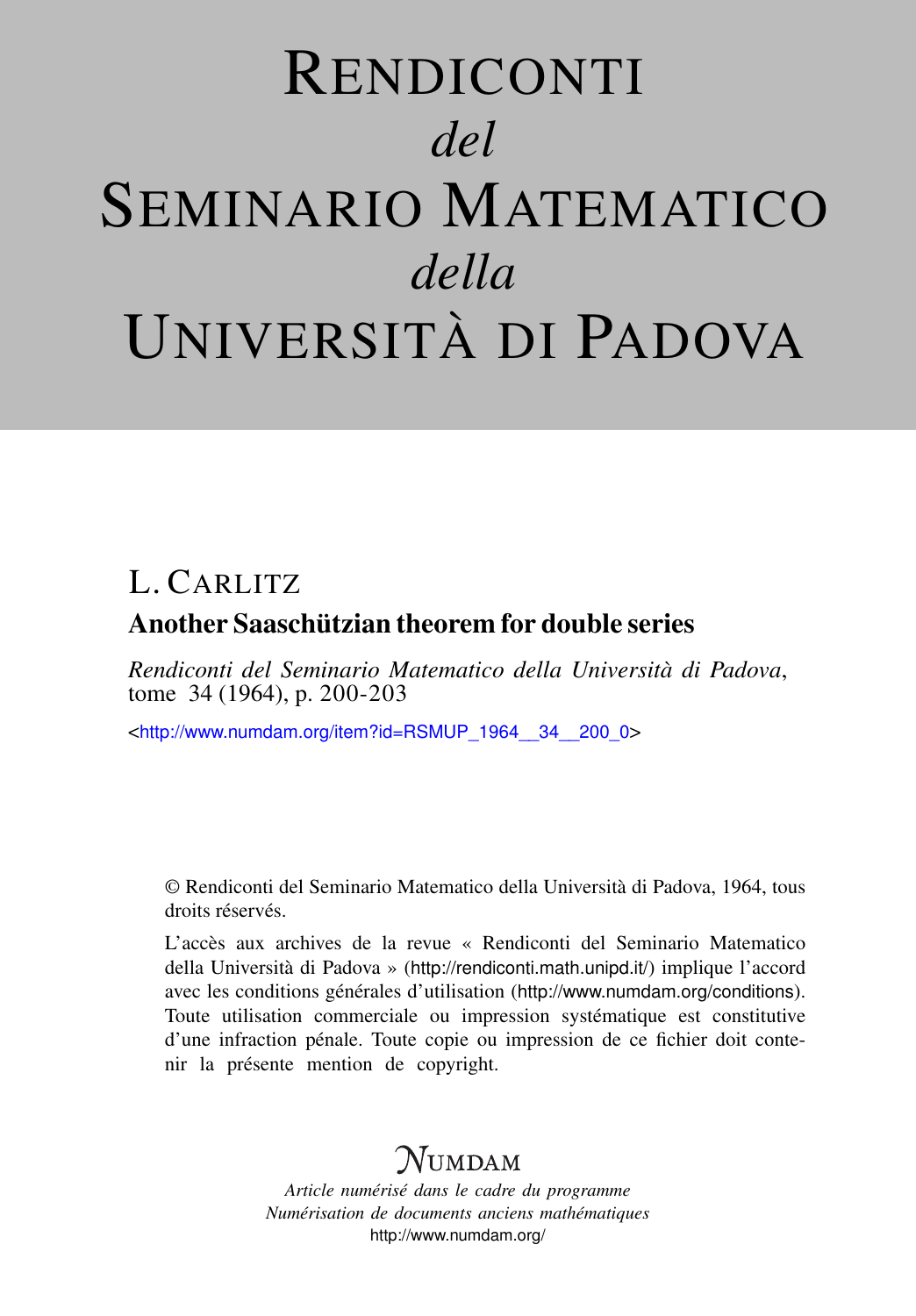# Rendiconti
*del*
# Seminario Matematico
*della*
# Università di Padova

L. Carlitz

## Another Saaschützian theorem for double series

*Rendiconti del Seminario Matematico della Università di Padova*, tome 34 (1964), p. 200-203

<http://www.numdam.org/item?id=RSMUP_1964__34__200_0>

© Rendiconti del Seminario Matematico della Università di Padova, 1964, tous droits réservés.

L'accès aux archives de la revue « Rendiconti del Seminario Matematico della Università di Padova » (http://rendiconti.math.unipd.it/) implique l'accord avec les conditions générales d'utilisation (http://www.numdam.org/conditions). Toute utilisation commerciale ou impression systématique est constitutive d'une infraction pénale. Toute copie ou impression de ce fichier doit contenir la présente mention de copyright.

Numdam

*Article numérisé dans le cadre du programme*
*Numérisation de documents anciens mathématiques*
http://www.numdam.org/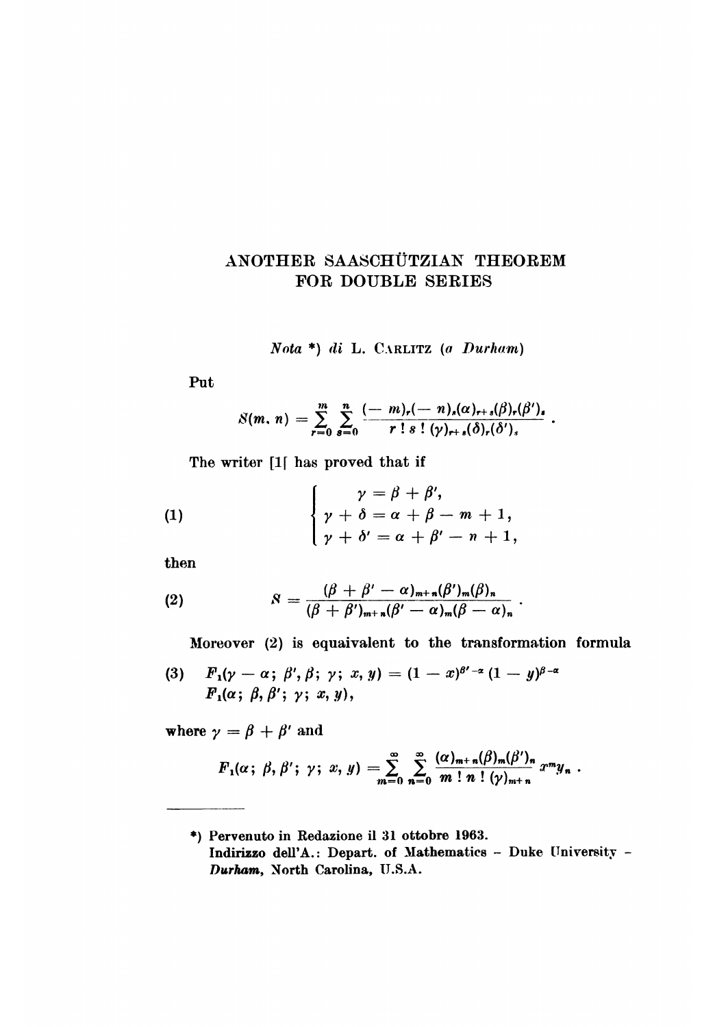# ANOTHER SAASCHÜTZIAN THEOREM FOR DOUBLE SERIES

*Nota* \*) *di* L. Carlitz (*a Durham*)

Put

$$S(m, n) = \sum_{r=0}^{m} \sum_{s=0}^{n} \frac{(-m)_r(-n)_s(\alpha)_{r+s}(\beta)_r(\beta')_s}{r!\,s!\,(\gamma)_{r+s}(\delta)_r(\delta')_s} .$$

The writer [1] has proved that if

$$(1) \qquad \begin{cases} \gamma = \beta + \beta', \\ \gamma + \delta = \alpha + \beta - m + 1, \\ \gamma + \delta' = \alpha + \beta' - n + 1, \end{cases}$$

then

$$(2) \qquad S = \frac{(\beta + \beta' - \alpha)_{m+n}(\beta')_m(\beta)_n}{(\beta + \beta')_{m+n}(\beta' - \alpha)_m(\beta - \alpha)_n} .$$

Moreover (2) is equaivalent to the transformation formula

$$(3) \quad F_1(\gamma - \alpha;\ \beta', \beta;\ \gamma;\ x, y) = (1 - x)^{\beta' - \alpha}(1 - y)^{\beta - \alpha} F_1(\alpha;\ \beta, \beta';\ \gamma;\ x, y),$$

where $\gamma = \beta + \beta'$ and

$$F_1(\alpha;\ \beta, \beta';\ \gamma;\ x, y) = \sum_{m=0}^{\infty} \sum_{n=0}^{\infty} \frac{(\alpha)_{m+n}(\beta)_m(\beta')_n}{m!\,n!\,(\gamma)_{m+n}} x^m y_n .$$

---

\*) Pervenuto in Redazione il 31 ottobre 1963.
Indirizzo dell'A.: Depart. of Mathematics - Duke University - *Durham*, North Carolina, U.S.A.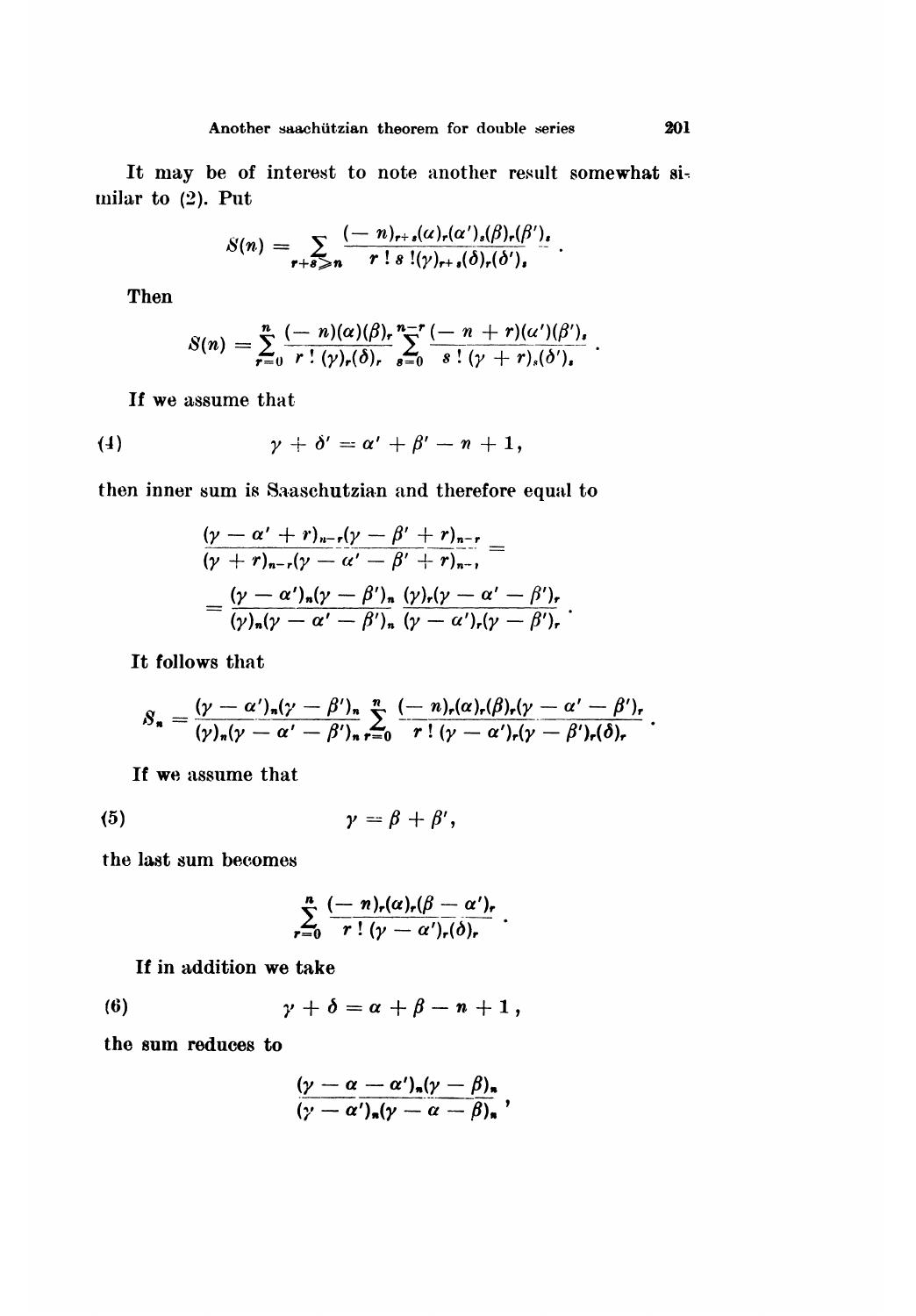It may be of interest to note another result somewhat similar to (2). Put

$$S(n) = \sum_{r+s \geqslant n} \frac{(-n)_{r+s}(\alpha)_r(\alpha')_s(\beta)_r(\beta')_s}{r\,!\,s\,!(\gamma)_{r+s}(\delta)_r(\delta')_s}.$$

Then

$$S(n) = \sum_{r=0}^{n} \frac{(-n)(\alpha)(\beta)_r}{r\,!\,(\gamma)_r(\delta)_r} \sum_{s=0}^{n-r} \frac{(-n+r)(\alpha')(\beta')_s}{s\,!\,(\gamma+r)_s(\delta')_s}.$$

If we assume that

$$\gamma + \delta' = \alpha' + \beta' - n + 1, \tag{4}$$

then inner sum is Saaschutzian and therefore equal to

$$\frac{(\gamma-\alpha'+r)_{n-r}(\gamma-\beta'+r)_{n-r}}{(\gamma+r)_{n-r}(\gamma-\alpha'-\beta'+r)_{n-r}} =$$

$$= \frac{(\gamma-\alpha')_n(\gamma-\beta')_n}{(\gamma)_n(\gamma-\alpha'-\beta')_n} \frac{(\gamma)_r(\gamma-\alpha'-\beta')_r}{(\gamma-\alpha')_r(\gamma-\beta')_r}.$$

It follows that

$$S_n = \frac{(\gamma-\alpha')_n(\gamma-\beta')_n}{(\gamma)_n(\gamma-\alpha'-\beta')_n} \sum_{r=0}^{n} \frac{(-n)_r(\alpha)_r(\beta)_r(\gamma-\alpha'-\beta')_r}{r\,!\,(\gamma-\alpha')_r(\gamma-\beta')_r(\delta)_r}.$$

If we assume that

$$\gamma = \beta + \beta', \tag{5}$$

the last sum becomes

$$\sum_{r=0}^{n} \frac{(-n)_r(\alpha)_r(\beta-\alpha')_r}{r\,!\,(\gamma-\alpha')_r(\delta)_r}.$$

If in addition we take

$$\gamma + \delta = \alpha + \beta - n + 1, \tag{6}$$

the sum reduces to

$$\frac{(\gamma-\alpha-\alpha')_n(\gamma-\beta)_n}{(\gamma-\alpha')_n(\gamma-\alpha-\beta)_n},$$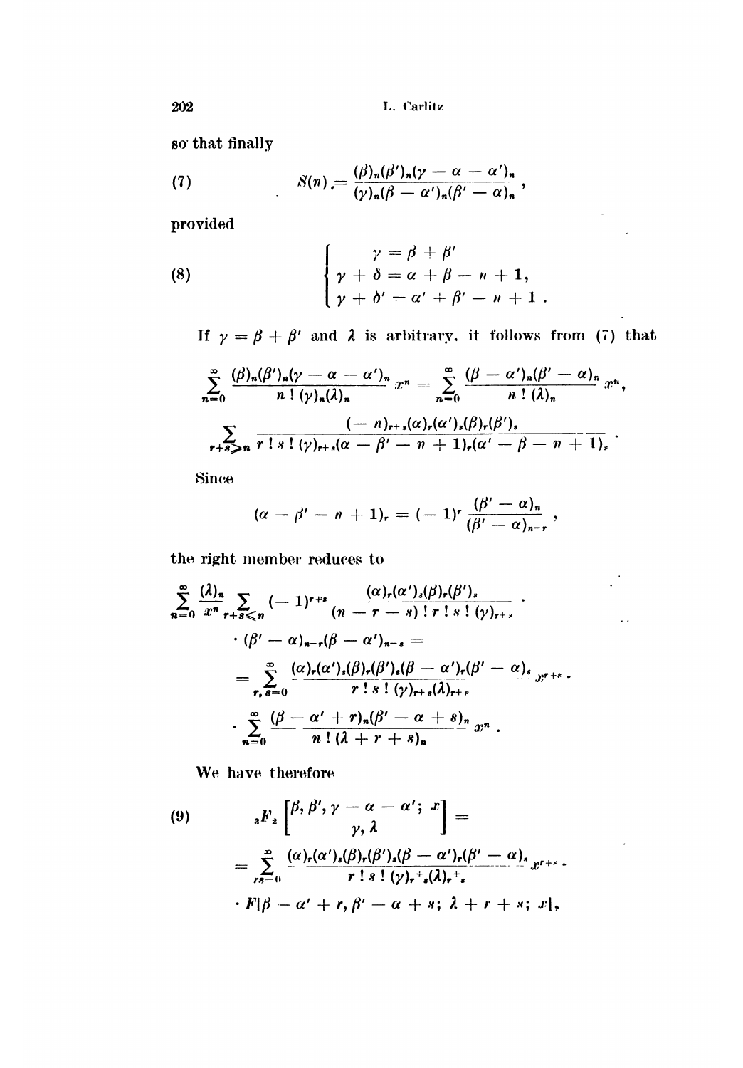so that finally

$$S(n) = \frac{(\beta)_n(\beta')_n(\gamma - \alpha - \alpha')_n}{(\gamma)_n(\beta - \alpha')_n(\beta' - \alpha)_n}, \tag{7}$$

provided

$$\begin{cases} \gamma = \beta + \beta' \\ \gamma + \delta = \alpha + \beta - n + 1, \\ \gamma + \delta' = \alpha' + \beta' - n + 1 . \end{cases} \tag{8}$$

If $\gamma = \beta + \beta'$ and $\lambda$ is arbitrary, it follows from (7) that

$$\sum_{n=0}^{\infty} \frac{(\beta)_n(\beta')_n(\gamma - \alpha - \alpha')_n}{n\,!\,(\gamma)_n(\lambda)_n} x^n = \sum_{n=0}^{\infty} \frac{(\beta - \alpha')_n(\beta' - \alpha)_n}{n\,!\,(\lambda)_n} x^n,$$

$$\sum_{r+s\geqslant n} \frac{(-n)_{r+s}(\alpha)_r(\alpha')_s(\beta)_r(\beta')_s}{r\,!\,s\,!\,(\gamma)_{r+s}(\alpha - \beta' - n + 1)_r(\alpha' - \beta - n + 1)_s} .$$

Since

$$(\alpha - \beta' - n + 1)_r = (-1)^r \frac{(\beta' - \alpha)_n}{(\beta' - \alpha)_{n-r}},$$

the right member reduces to

$$\sum_{n=0}^{\infty} \frac{(\lambda)_n}{x^n} \sum_{r+s\leqslant n} (-1)^{r+s} \frac{(\alpha)_r(\alpha')_s(\beta)_r(\beta')_s}{(n-r-s)\,!\,r\,!\,s\,!\,(\gamma)_{r+s}} \cdot$$

$$\cdot (\beta' - \alpha)_{n-r}(\beta - \alpha')_{n-s} =$$

$$= \sum_{r,s=0}^{\infty} \frac{(\alpha)_r(\alpha')_s(\beta)_r(\beta')_s(\beta - \alpha')_r(\beta' - \alpha)_s}{r\,!\,s\,!\,(\gamma)_{r+s}(\lambda)_{r+s}} x^{r+s} \cdot$$

$$\cdot \sum_{n=0}^{\infty} \frac{(\beta - \alpha' + r)_n(\beta' - \alpha + s)_n}{n\,!\,(\lambda + r + s)_n} x^n .$$

We have therefore

$$ {}_3F_2\left[\begin{matrix}\beta, \beta', \gamma - \alpha - \alpha';\; x \\ \gamma, \lambda\end{matrix}\right] = \tag{9}$$

$$= \sum_{rs=0}^{\infty} \frac{(\alpha)_r(\alpha')_s(\beta)_r(\beta')_s(\beta - \alpha')_r(\beta' - \alpha)_s}{r\,!\,s\,!\,(\gamma)_{r+s}(\lambda)_{r+s}} x^{r+s} \cdot$$

$$\cdot F[\beta - \alpha' + r, \beta' - \alpha + s;\; \lambda + r + s;\; x],$$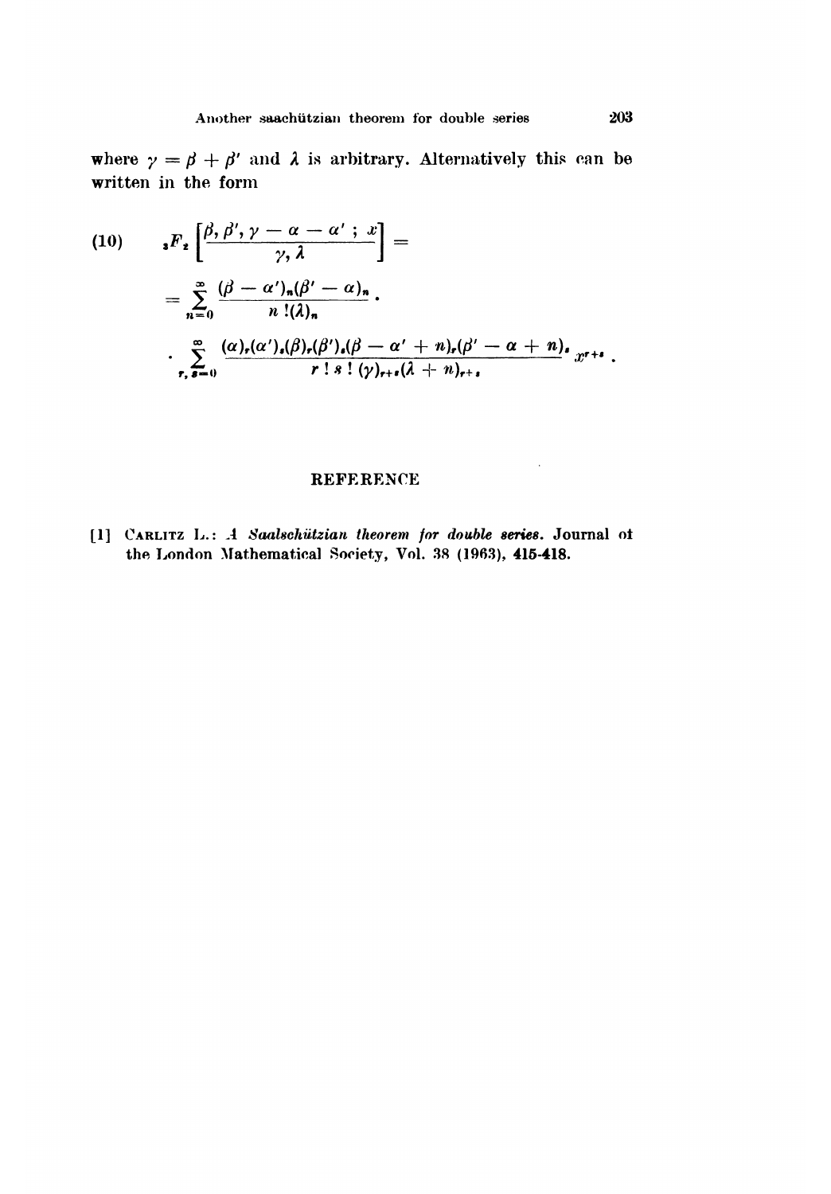where $\gamma = \beta + \beta'$ and $\lambda$ is arbitrary. Alternatively this can be written in the form

$$
(10) \qquad {}_3F_2\left[\frac{\beta, \beta', \gamma - \alpha - \alpha' \; ; \; x}{\gamma, \lambda}\right] =
$$

$$
= \sum_{n=0}^{\infty} \frac{(\beta - \alpha')_n (\beta' - \alpha)_n}{n!(\lambda)_n} \cdot
$$

$$
\cdot \sum_{r, s=0}^{\infty} \frac{(\alpha)_r (\alpha')_s (\beta)_r (\beta')_s (\beta - \alpha' + n)_r (\beta' - \alpha + n)_s}{r!\, s!\, (\gamma)_{r+s} (\lambda + n)_{r+s}} x^{r+s} .
$$

## REFERENCE

[1] CARLITZ L.: *A Saalschützian theorem for double series.* Journal of the London Mathematical Society, Vol. 38 (1963), **415-418.**